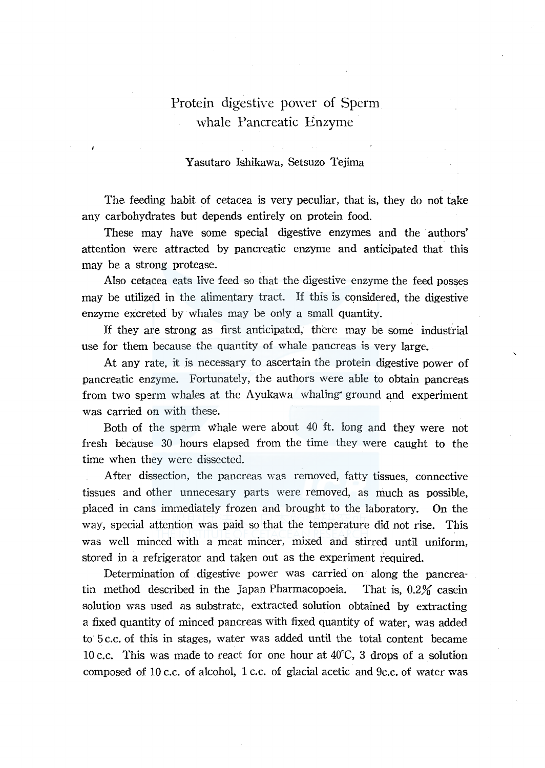# Protein digestive power of Sperm whale Pancreatic Enzyme

Yasutaro Ishikawa, Setsuzo Tejima

The feeding habit of cetacea is very peculiar, that is, they do not take any carbohydrates but depends entirely on protein food.

These may have some special digestive enzymes and the authors' attention were attracted by pancreatic enzyme and anticipated that this may be a strong protease.

Also cetacea eats live feed so that the digestive enzyme the feed posses may be utilized in the alimentary tract. If this is considered, the digestive enzyme excreted by whales may be only a small quantity.

If they are strong as first anticipated, there may be some industrial use for them because the quantity of whale pancreas is very large.

At any rate, it is necessary to ascertain the protein digestive power of pancreatic enzyme. Fortunately, the authors were able to obtain pancreas from two sperm whales at the Ayukawa whaling ground and experiment was carried on with these.

Both of the sperm whale were about 40 ft. long and they were not fresh because 30 hours elapsed from the time they were caught to the time when they were dissected.

After dissection, the pancreas was removed, fatty tissues, connective tissues and other unnecesary parts were removed, as much as possible, placed in cans immediately frozen and brought to the laboratory. On the way, special attention was paid so that the temperature did not rise. This was well minced with a meat mincer, mixed and stirred until uniform, stored in a refrigerator and taken out as the experiment required.

Determination of digestive power was carried on along the pancreatin method described in the Japan Pharmacopoeia. That is, 0.2% casein solution was used as substrate, extracted solution obtained by extracting a fixed quantity of minced pancreas with fixed quantity of water, was added to 5 c.c. of this in stages, water was added until the total content became 10 c.c. This was made to react for one hour at 40°C, 3 drops of a solution composed of 10 c.c. of alcohol, 1 c.c. of glacial acetic and 9c.c. of water was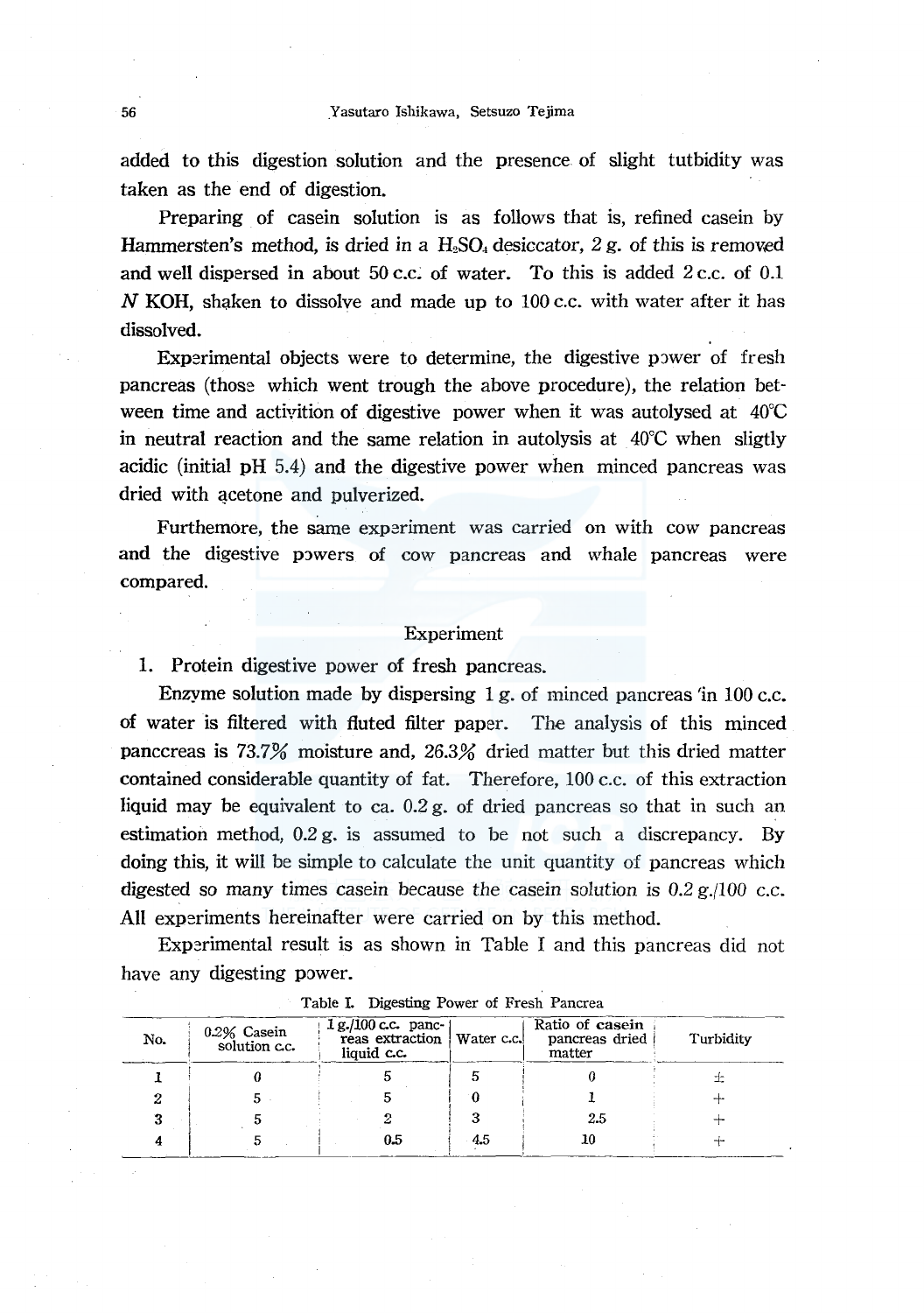added to this digestion solution and the presence of slight tutbidity was taken as the end of digestion.

Preparing of casein solution is as follows that is, refined casein by Hammersten's method, is dried in a $H_2SO_4$ desiccator, 2 g. of this is removed and well dispersed in about 50 c.c. of water. To this is added 2 c.c. of 0.1 *N* KOH, shaken to dissolve and made up to 100 c.c. with water after it has dissolved.

Experimental objects were to determine, the digestive power of fresh pancreas (those which went trough the above procedure), the relation between time and activition of digestive power when it was autolysed at 40°C in neutral reaction and the same relation in autolysis at 40°C when sligtly acidic (initial pH 5.4) and the digestive power when minced pancreas was dried with acetone and pulverized.

Furthermore, the same experiment was carried on with cow pancreas and the digestive powers of cow pancreas and whale pancreas were compared.

## Experiment

1. Protein digestive power of fresh pancreas.

Enzyme solution made by dispersing 1 g. of minced pancreas in 100 c.c. of water is filtered with fluted filter paper. The analysis of this minced panccreas is 73.7% moisture and, 26.3% dried matter but this dried matter contained considerable quantity of fat. Therefore, 100 c.c. of this extraction liquid may be equivalent to ca. 0.2 g. of dried pancreas so that in such an estimation method, 0.2 g. is assumed to be not such a discrepancy. By doing this, it will be simple to calculate the unit quantity of pancreas which digested so many times casein because the casein solution is 0.2 g./100 c.c. All experiments hereinafter were carried on by this method.

Experimental result is as shown in Table I and this pancreas did not have any digesting power.

Table I. Digesting Power of Fresh Pancrea

| No. | 0.2% Casein solution c.c. | 1 g./100 c.c. pancreas extraction liquid c.c. | Water c.c. | Ratio of casein pancreas dried matter | Turbidity |
|---|---|---|---|---|---|
| 1 | 0 | 5 | 5 | 0 | ± |
| 2 | 5 | 5 | 0 | 1 | + |
| 3 | 5 | 2 | 3 | 2.5 | + |
| 4 | 5 | 0.5 | 4.5 | 10 | + |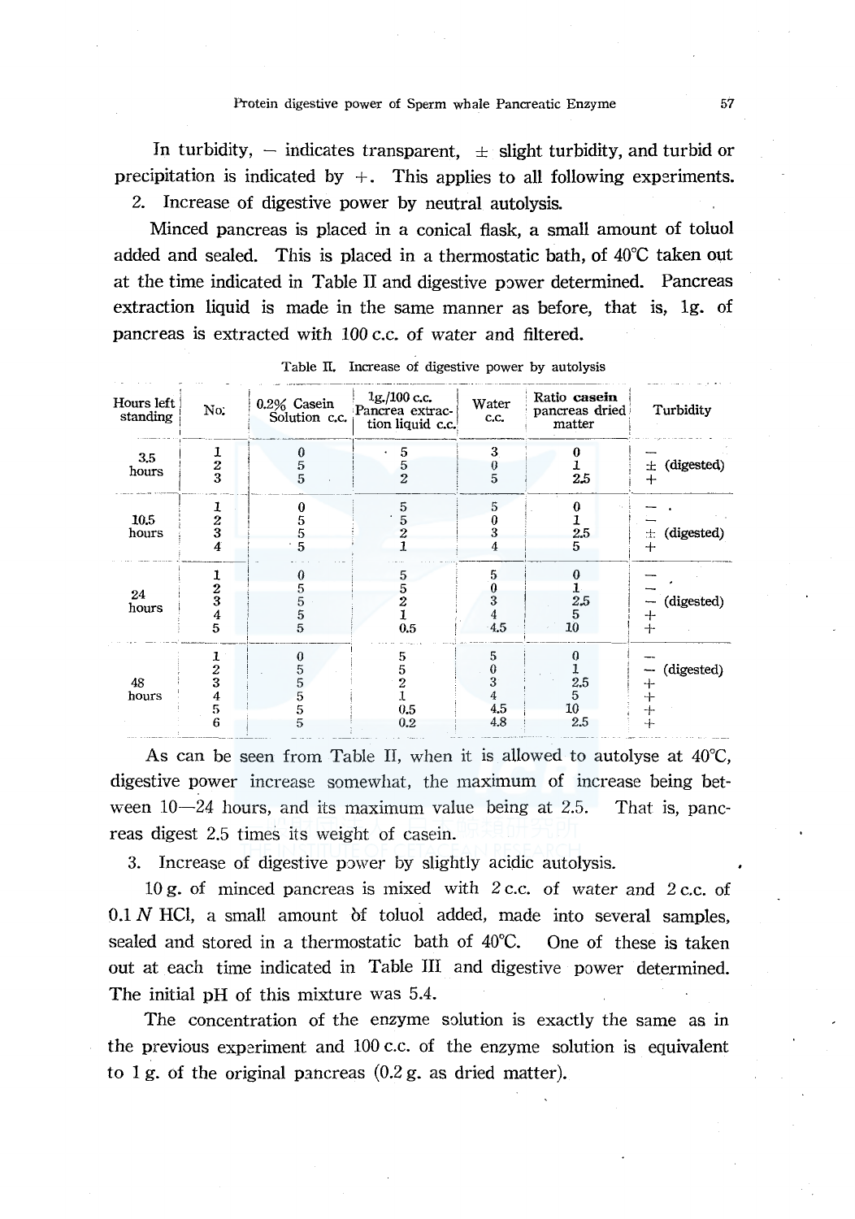In turbidity, − indicates transparent, ± slight turbidity, and turbid or precipitation is indicated by +. This applies to all following experiments.

2. Increase of digestive power by neutral autolysis.

Minced pancreas is placed in a conical flask, a small amount of toluol added and sealed. This is placed in a thermostatic bath, of 40°C taken out at the time indicated in Table II and digestive power determined. Pancreas extraction liquid is made in the same manner as before, that is, 1g. of pancreas is extracted with 100 c.c. of water and filtered.

Table II. Increase of digestive power by autolysis

| Hours left standing | No. | 0.2% Casein Solution c.c. | 1g./100 c.c. Pancrea extraction liquid c.c. | Water c.c. | Ratio casein pancreas dried matter | Turbidity |
|---|---|---|---|---|---|---|
| 3.5 hours | 1 | 0 | 5 | 3 | 0 | − |
| | 2 | 5 | 5 | 0 | 1 | ± (digested) |
| | 3 | 5 | 2 | 5 | 2.5 | + |
| 10.5 hours | 1 | 0 | 5 | 5 | 0 | − |
| | 2 | 5 | 5 | 0 | 1 | − |
| | 3 | 5 | 2 | 3 | 2.5 | ± (digested) |
| | 4 | 5 | 1 | 4 | 5 | + |
| 24 hours | 1 | 0 | 5 | 5 | 0 | − |
| | 2 | 5 | 5 | 0 | 1 | − |
| | 3 | 5 | 2 | 3 | 2.5 | − (digested) |
| | 4 | 5 | 1 | 4 | 5 | + |
| | 5 | 5 | 0.5 | 4.5 | 10 | + |
| 48 hours | 1 | 0 | 5 | 5 | 0 | − |
| | 2 | 5 | 5 | 0 | 1 | − (digested) |
| | 3 | 5 | 2 | 3 | 2.5 | + |
| | 4 | 5 | 1 | 4 | 5 | + |
| | 5 | 5 | 0.5 | 4.5 | 10 | + |
| | 6 | 5 | 0.2 | 4.8 | 2.5 | + |

As can be seen from Table II, when it is allowed to autolyse at 40°C, digestive power increase somewhat, the maximum of increase being between 10—24 hours, and its maximum value being at 2.5. That is, pancreas digest 2.5 times its weight of casein.

3. Increase of digestive power by slightly acidic autolysis.

10 g. of minced pancreas is mixed with 2 c.c. of water and 2 c.c. of 0.1 *N* HCl, a small amount of toluol added, made into several samples, sealed and stored in a thermostatic bath of 40°C. One of these is taken out at each time indicated in Table III and digestive power determined. The initial pH of this mixture was 5.4.

The concentration of the enzyme solution is exactly the same as in the previous experiment and 100 c.c. of the enzyme solution is equivalent to 1 g. of the original pancreas (0.2 g. as dried matter).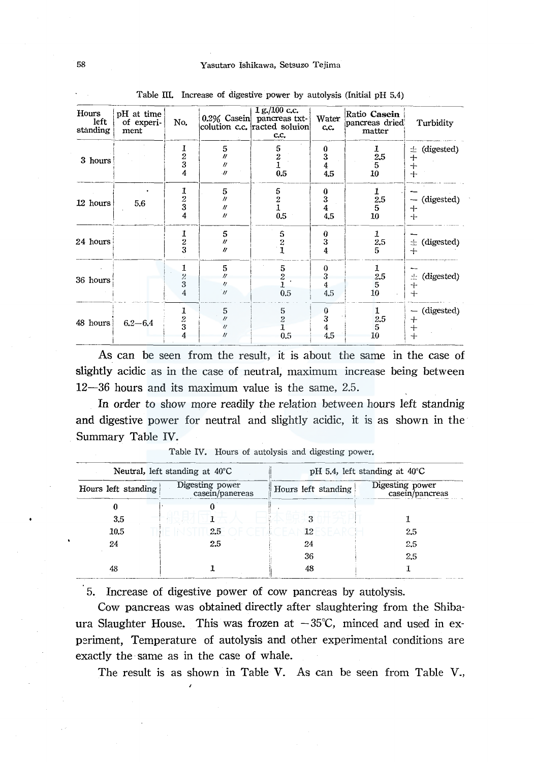Table III. Increase of digestive power by autolysis (Initial pH 5.4)

| Hours left standing | pH at time of experiment | No. | 0.2% Casein colution c.c. | 1 g./100 c.c. pancreas txtracted soluion c.c. | Water c.c. | Ratio Casein pancreas dried matter | Turbidity |
|---|---|---|---|---|---|---|---|
| 3 hours | | 1 | 5 | 5 | 0 | 1 | ± (digested) |
| | | 2 | 〃 | 2 | 3 | 2.5 | + |
| | | 3 | 〃 | 1 | 4 | 5 | + |
| | | 4 | 〃 | 0.5 | 4.5 | 10 | + |
| 12 hours | 5.6 | 1 | 5 | 5 | 0 | 1 | − |
| | | 2 | 〃 | 2 | 3 | 2.5 | − (digested) |
| | | 3 | 〃 | 1 | 4 | 5 | + |
| | | 4 | 〃 | 0.5 | 4.5 | 10 | + |
| 24 hours | | 1 | 5 | 5 | 0 | 1 | − |
| | | 2 | 〃 | 2 | 3 | 2.5 | ± (digested) |
| | | 3 | 〃 | 1 | 4 | 5 | + |
| 36 hours | | 1 | 5 | 5 | 0 | 1 | − |
| | | 2 | 〃 | 2 | 3 | 2.5 | ± (digested) |
| | | 3 | 〃 | 1 | 4 | 5 | + |
| | | 4 | 〃 | 0.5 | 4.5 | 10 | + |
| 48 hours | 6.2—6.4 | 1 | 5 | 5 | 0 | 1 | − (digested) |
| | | 2 | 〃 | 2 | 3 | 2.5 | + |
| | | 3 | 〃 | 1 | 4 | 5 | + |
| | | 4 | 〃 | 0.5 | 4.5 | 10 | + |

As can be seen from the result, it is about the same in the case of slightly acidic as in the case of neutral, maximum increase being between 12—36 hours and its maximum value is the same, 2.5.

In order to show more readily the relation between hours left standnig and digestive power for neutral and slightly acidic, it is as shown in the Summary Table IV.

Table IV. Hours of autolysis and digesting power.

| Neutral, left standing at 40°C | | pH 5.4, left standing at 40°C | |
|---|---|---|---|
| Hours left standing | Digesting power casein/panereas | Hours left standing | Digesting power casein/pancreas |
| 0 | 0 | | |
| 3.5 | 1 | 3 | 1 |
| 10.5 | 2.5 | 12 | 2.5 |
| 24 | 2.5 | 24 | 2.5 |
| | | 36 | 2.5 |
| 48 | 1 | 48 | 1 |

5. Increase of digestive power of cow pancreas by autolysis.

Cow pancreas was obtained directly after slaughtering from the Shibaura Slaughter House. This was frozen at −35°C, minced and used in experiment, Temperature of autolysis and other experimental conditions are exactly the same as in the case of whale.

The result is as shown in Table V. As can be seen from Table V.,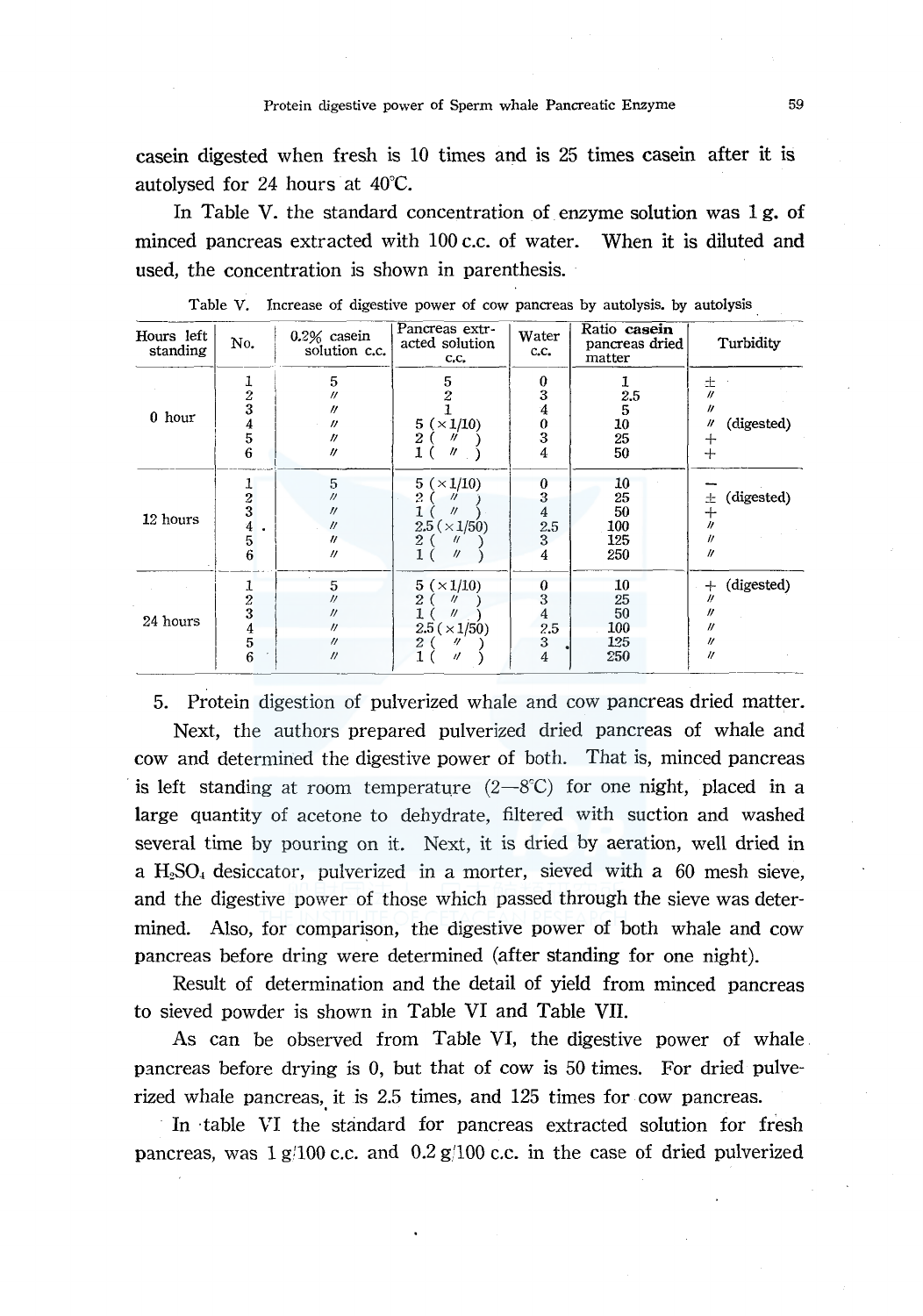casein digested when fresh is 10 times and is 25 times casein after it is autolysed for 24 hours at 40°C.

In Table V. the standard concentration of enzyme solution was 1 g. of minced pancreas extracted with 100 c.c. of water. When it is diluted and used, the concentration is shown in parenthesis.

Table V. Increase of digestive power of cow pancreas by autolysis. by autolysis

| Hours left standing | No. | 0.2% casein solution c.c. | Pancreas extracted solution c.c. | Water c.c. | Ratio **casein** pancreas dried matter | Turbidity |
|---|---|---|---|---|---|---|
| 0 hour | 1 | 5 | 5 | 0 | 1 | ± |
| | 2 | 〃 | 2 | 3 | 2.5 | 〃 |
| | 3 | 〃 | 1 | 4 | 5 | 〃 |
| | 4 | 〃 | 5 (×1/10) | 0 | 10 | 〃 (digested) |
| | 5 | 〃 | 2 ( 〃 ) | 3 | 25 | + |
| | 6 | 〃 | 1 ( 〃 ) | 4 | 50 | + |
| 12 hours | 1 | 5 | 5 (×1/10) | 0 | 10 | − |
| | 2 | 〃 | 2 ( 〃 ) | 3 | 25 | ± (digested) |
| | 3 | 〃 | 1 ( 〃 ) | 4 | 50 | + |
| | 4 | 〃 | 2.5 (×1/50) | 2.5 | 100 | 〃 |
| | 5 | 〃 | 2 ( 〃 ) | 3 | 125 | 〃 |
| | 6 | 〃 | 1 ( 〃 ) | 4 | 250 | 〃 |
| 24 hours | 1 | 5 | 5 (×1/10) | 0 | 10 | + (digested) |
| | 2 | 〃 | 2 ( 〃 ) | 3 | 25 | 〃 |
| | 3 | 〃 | 1 ( 〃 ) | 4 | 50 | 〃 |
| | 4 | 〃 | 2.5 (×1/50) | 2.5 | 100 | 〃 |
| | 5 | 〃 | 2 ( 〃 ) | 3 | 125 | 〃 |
| | 6 | 〃 | 1 ( 〃 ) | 4 | 250 | 〃 |

5. Protein digestion of pulverized whale and cow pancreas dried matter.

Next, the authors prepared pulverized dried pancreas of whale and cow and determined the digestive power of both. That is, minced pancreas is left standing at room temperature (2—8°C) for one night, placed in a large quantity of acetone to dehydrate, filtered with suction and washed several time by pouring on it. Next, it is dried by aeration, well dried in a $H_2SO_4$ desiccator, pulverized in a morter, sieved with a 60 mesh sieve, and the digestive power of those which passed through the sieve was determined. Also, for comparison, the digestive power of both whale and cow pancreas before dring were determined (after standing for one night).

Result of determination and the detail of yield from minced pancreas to sieved powder is shown in Table VI and Table VII.

As can be observed from Table VI, the digestive power of whale pancreas before drying is 0, but that of cow is 50 times. For dried pulverized whale pancreas, it is 2.5 times, and 125 times for cow pancreas.

In table VI the standard for pancreas extracted solution for fresh pancreas, was 1 g/100 c.c. and 0.2 g/100 c.c. in the case of dried pulverized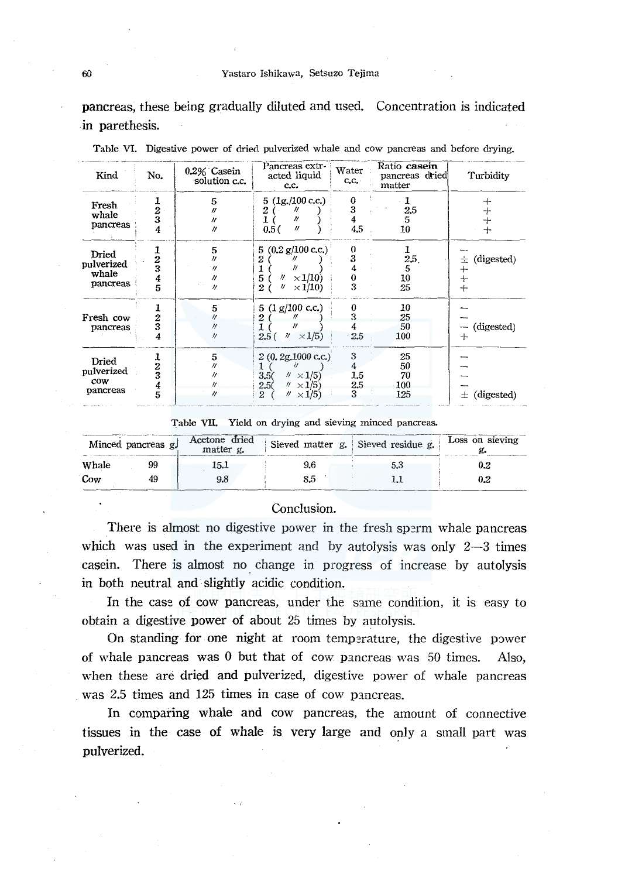pancreas, these being gradually diluted and used. Concentration is indicated in parethesis.

Table VI. Digestive power of dried pulverized whale and cow pancreas and before drying.

| Kind | No. | 0.2% Casein solution c.c. | Pancreas extracted liquid c.c. | Water c.c. | Ratio casein pancreas dried matter | Turbidity |
|---|---|---|---|---|---|---|
| Fresh whale pancreas | 1 | 5 | 5 (1g./100 c.c.) | 0 | 1 | + |
| | 2 | 〃 | 2 ( 〃 ) | 3 | 2.5 | + |
| | 3 | 〃 | 1 ( 〃 ) | 4 | 5 | + |
| | 4 | 〃 | 0.5 ( 〃 ) | 4.5 | 10 | + |
| Dried pulverized whale pancreas | 1 | 5 | 5 (0.2 g/100 c.c.) | 0 | 1 | — |
| | 2 | 〃 | 2 ( 〃 ) | 3 | 2.5 | ± (digested) |
| | 3 | 〃 | 1 ( 〃 ) | 4 | 5 | + |
| | 4 | 〃 | 5 ( 〃 ×1/10) | 0 | 10 | + |
| | 5 | 〃 | 2 ( 〃 ×1/10) | 3 | 25 | + |
| Fresh cow pancreas | 1 | 5 | 5 (1 g/100 c.c.) | 0 | 10 | — |
| | 2 | 〃 | 2 ( 〃 ) | 3 | 25 | — |
| | 3 | 〃 | 1 ( 〃 ) | 4 | 50 | — (digested) |
| | 4 | 〃 | 2.5 ( 〃 ×1/5) | 2.5 | 100 | + |
| Dried pulverized cow pancreas | 1 | 5 | 2 (0. 2g.1000 c.c.) | 3 | 25 | — |
| | 2 | 〃 | 1 ( 〃 ) | 4 | 50 | — |
| | 3 | 〃 | 3.5 ( 〃 ×1/5) | 1.5 | 70 | — |
| | 4 | 〃 | 2.5 ( 〃 ×1/5) | 2.5 | 100 | — |
| | 5 | 〃 | 2 ( 〃 ×1/5) | 3 | 125 | ± (digested) |

Table VII. Yield on drying and sieving minced pancreas.

| Minced pancreas g. | | Acetone dried matter g. | Sieved matter g. | Sieved residue g. | Loss on sieving g. |
|---|---|---|---|---|---|
| Whale | 99 | 15.1 | 9.6 | 5.3 | 0.2 |
| Cow | 49 | 9.8 | 8.5 | 1.1 | 0.2 |

## Conclusion.

There is almost no digestive power in the fresh sperm whale pancreas which was used in the experiment and by autolysis was only 2—3 times casein. There is almost no change in progress of increase by autolysis in both neutral and slightly acidic condition.

In the case of cow pancreas, under the same condition, it is easy to obtain a digestive power of about 25 times by autolysis.

On standing for one night at room temperature, the digestive power of whale pancreas was 0 but that of cow pancreas was 50 times. Also, when these are dried and pulverized, digestive power of whale pancreas was 2.5 times and 125 times in case of cow pancreas.

In comparing whale and cow pancreas, the amount of connective tissues in the case of whale is very large and only a small part was pulverized.